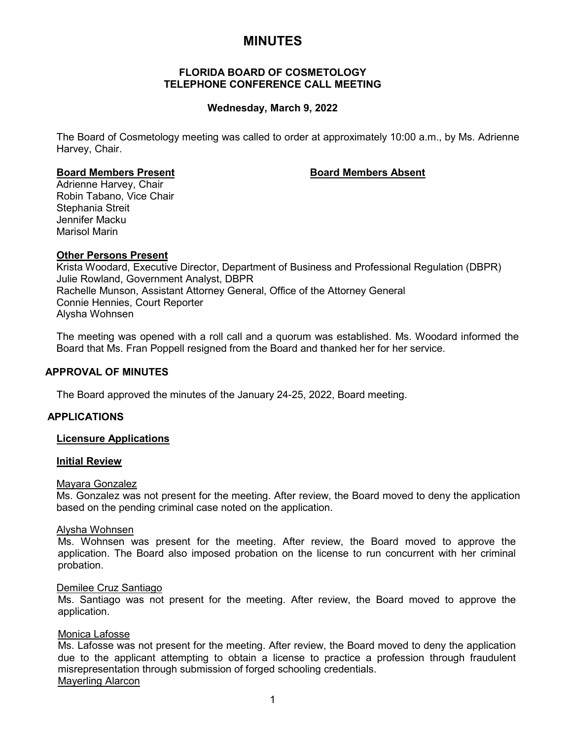# MINUTES

## FLORIDA BOARD OF COSMETOLOGY
## TELEPHONE CONFERENCE CALL MEETING

**Wednesday, March 9, 2022**

The Board of Cosmetology meeting was called to order at approximately 10:00 a.m., by Ms. Adrienne Harvey, Chair.

**Board Members Present**

Adrienne Harvey, Chair
Robin Tabano, Vice Chair
Stephania Streit
Jennifer Macku
Marisol Marin

**Board Members Absent**

**Other Persons Present**

Krista Woodard, Executive Director, Department of Business and Professional Regulation (DBPR)
Julie Rowland, Government Analyst, DBPR
Rachelle Munson, Assistant Attorney General, Office of the Attorney General
Connie Hennies, Court Reporter
Alysha Wohnsen

The meeting was opened with a roll call and a quorum was established. Ms. Woodard informed the Board that Ms. Fran Poppell resigned from the Board and thanked her for her service.

### APPROVAL OF MINUTES

The Board approved the minutes of the January 24-25, 2022, Board meeting.

### APPLICATIONS

**Licensure Applications**

**Initial Review**

Mayara Gonzalez
Ms. Gonzalez was not present for the meeting. After review, the Board moved to deny the application based on the pending criminal case noted on the application.

Alysha Wohnsen
Ms. Wohnsen was present for the meeting. After review, the Board moved to approve the application. The Board also imposed probation on the license to run concurrent with her criminal probation.

Demilee Cruz Santiago
Ms. Santiago was not present for the meeting. After review, the Board moved to approve the application.

Monica Lafosse
Ms. Lafosse was not present for the meeting. After review, the Board moved to deny the application due to the applicant attempting to obtain a license to practice a profession through fraudulent misrepresentation through submission of forged schooling credentials.

Mayerling Alarcon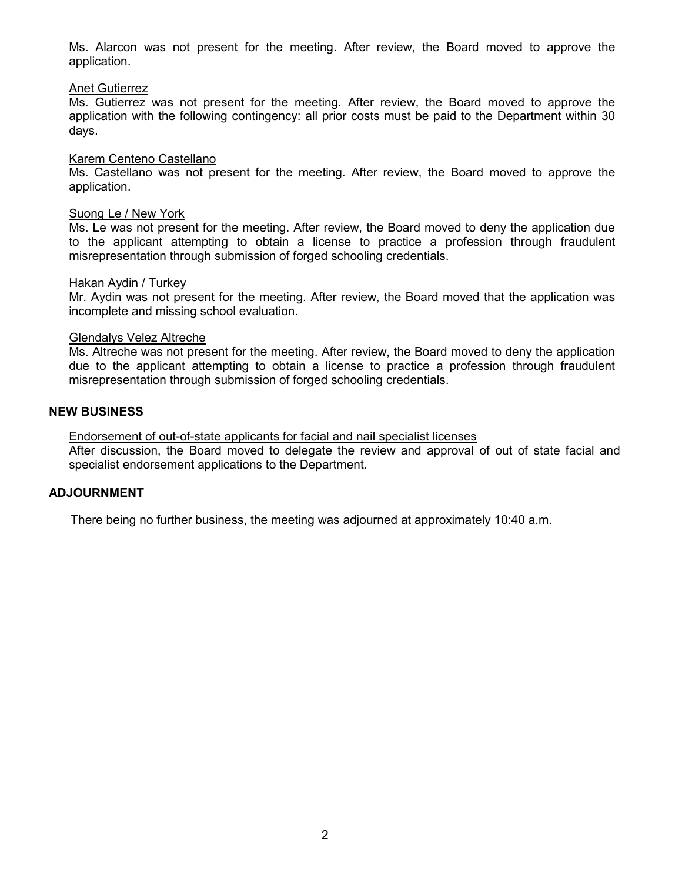Ms. Alarcon was not present for the meeting. After review, the Board moved to approve the application.

<u>Anet Gutierrez</u>

Ms. Gutierrez was not present for the meeting. After review, the Board moved to approve the application with the following contingency: all prior costs must be paid to the Department within 30 days.

<u>Karem Centeno Castellano</u>

Ms. Castellano was not present for the meeting. After review, the Board moved to approve the application.

<u>Suong Le / New York</u>

Ms. Le was not present for the meeting. After review, the Board moved to deny the application due to the applicant attempting to obtain a license to practice a profession through fraudulent misrepresentation through submission of forged schooling credentials.

Hakan Aydin / Turkey

Mr. Aydin was not present for the meeting. After review, the Board moved that the application was incomplete and missing school evaluation.

<u>Glendalys Velez Altreche</u>

Ms. Altreche was not present for the meeting. After review, the Board moved to deny the application due to the applicant attempting to obtain a license to practice a profession through fraudulent misrepresentation through submission of forged schooling credentials.

## NEW BUSINESS

<u>Endorsement of out-of-state applicants for facial and nail specialist licenses</u>

After discussion, the Board moved to delegate the review and approval of out of state facial and specialist endorsement applications to the Department.

## ADJOURNMENT

There being no further business, the meeting was adjourned at approximately 10:40 a.m.